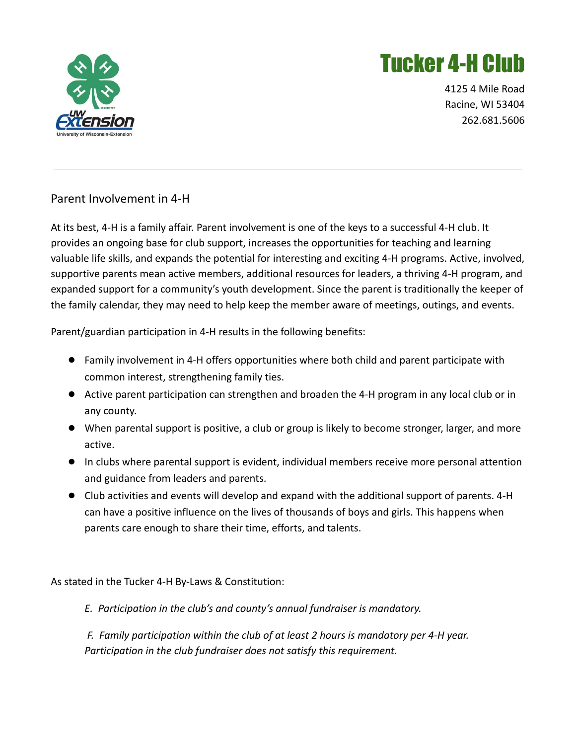# Tucker 4-H Club

4125 4 Mile Road
Racine, WI 53404
262.681.5606

---

## Parent Involvement in 4-H

At its best, 4-H is a family affair. Parent involvement is one of the keys to a successful 4-H club. It provides an ongoing base for club support, increases the opportunities for teaching and learning valuable life skills, and expands the potential for interesting and exciting 4-H programs. Active, involved, supportive parents mean active members, additional resources for leaders, a thriving 4-H program, and expanded support for a community's youth development. Since the parent is traditionally the keeper of the family calendar, they may need to help keep the member aware of meetings, outings, and events.

Parent/guardian participation in 4-H results in the following benefits:

- Family involvement in 4-H offers opportunities where both child and parent participate with common interest, strengthening family ties.
- Active parent participation can strengthen and broaden the 4-H program in any local club or in any county.
- When parental support is positive, a club or group is likely to become stronger, larger, and more active.
- In clubs where parental support is evident, individual members receive more personal attention and guidance from leaders and parents.
- Club activities and events will develop and expand with the additional support of parents. 4-H can have a positive influence on the lives of thousands of boys and girls. This happens when parents care enough to share their time, efforts, and talents.

As stated in the Tucker 4-H By-Laws & Constitution:

> *E. Participation in the club's and county's annual fundraiser is mandatory.*
>
> *F. Family participation within the club of at least 2 hours is mandatory per 4-H year. Participation in the club fundraiser does not satisfy this requirement.*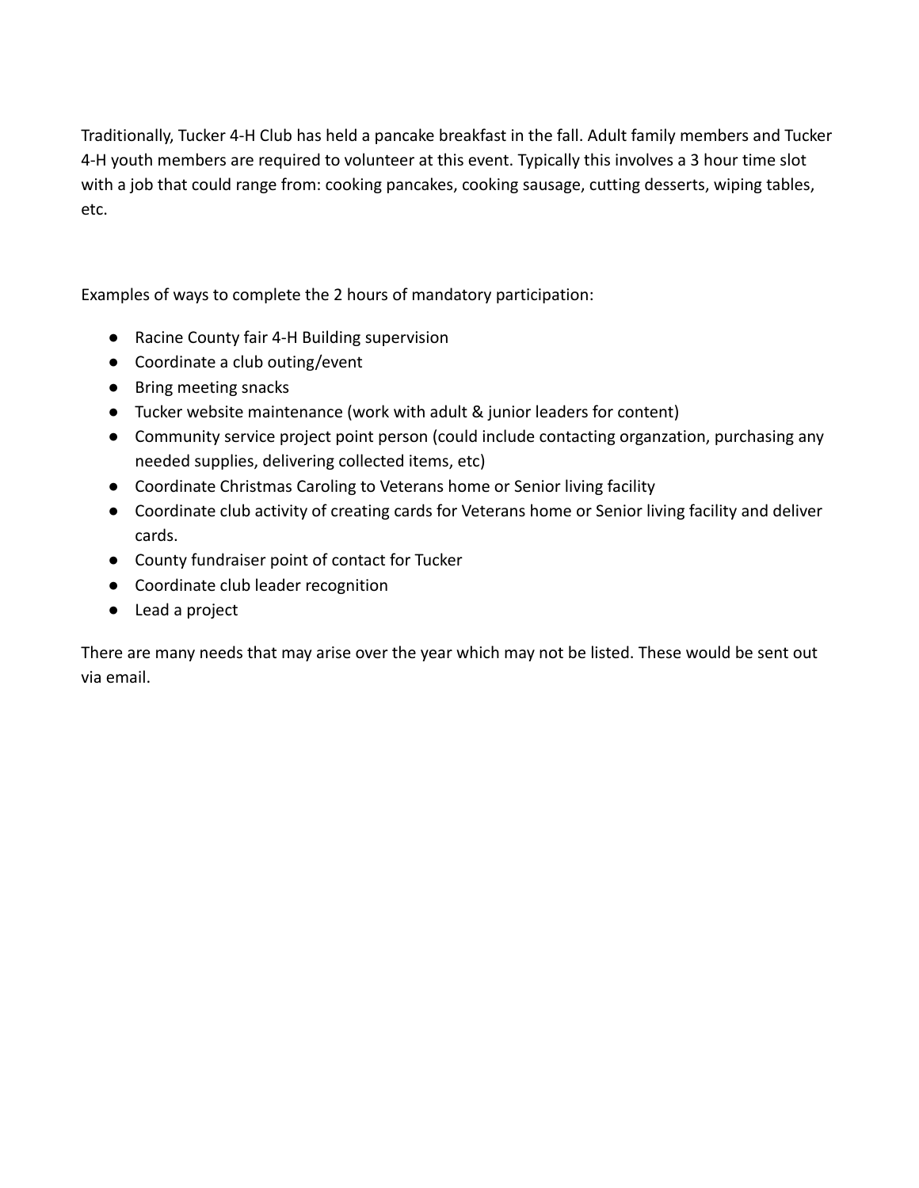Traditionally, Tucker 4-H Club has held a pancake breakfast in the fall. Adult family members and Tucker 4-H youth members are required to volunteer at this event. Typically this involves a 3 hour time slot with a job that could range from: cooking pancakes, cooking sausage, cutting desserts, wiping tables, etc.

Examples of ways to complete the 2 hours of mandatory participation:

- Racine County fair 4-H Building supervision
- Coordinate a club outing/event
- Bring meeting snacks
- Tucker website maintenance (work with adult & junior leaders for content)
- Community service project point person (could include contacting organzation, purchasing any needed supplies, delivering collected items, etc)
- Coordinate Christmas Caroling to Veterans home or Senior living facility
- Coordinate club activity of creating cards for Veterans home or Senior living facility and deliver cards.
- County fundraiser point of contact for Tucker
- Coordinate club leader recognition
- Lead a project

There are many needs that may arise over the year which may not be listed. These would be sent out via email.